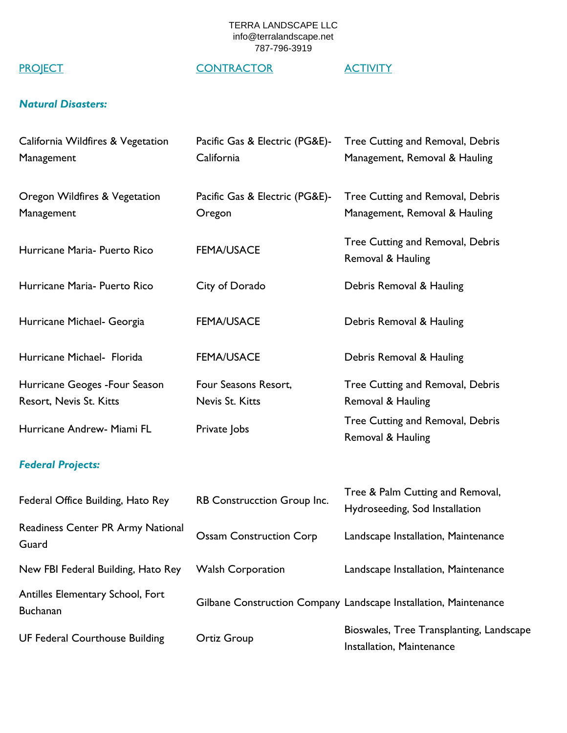TERRA LANDSCAPE LLC
info@terralandscape.net
787-796-3919

| PROJECT | CONTRACTOR | ACTIVITY |
|---|---|---|
| ***Natural Disasters:*** | | |
| California Wildfires & Vegetation Management | Pacific Gas & Electric (PG&E)- California | Tree Cutting and Removal, Debris Management, Removal & Hauling |
| Oregon Wildfires & Vegetation Management | Pacific Gas & Electric (PG&E)- Oregon | Tree Cutting and Removal, Debris Management, Removal & Hauling |
| Hurricane Maria- Puerto Rico | FEMA/USACE | Tree Cutting and Removal, Debris Removal & Hauling |
| Hurricane Maria- Puerto Rico | City of Dorado | Debris Removal & Hauling |
| Hurricane Michael- Georgia | FEMA/USACE | Debris Removal & Hauling |
| Hurricane Michael- Florida | FEMA/USACE | Debris Removal & Hauling |
| Hurricane Geoges -Four Season Resort, Nevis St. Kitts | Four Seasons Resort, Nevis St. Kitts | Tree Cutting and Removal, Debris Removal & Hauling |
| Hurricane Andrew- Miami FL | Private Jobs | Tree Cutting and Removal, Debris Removal & Hauling |
| ***Federal Projects:*** | | |
| Federal Office Building, Hato Rey | RB Construcction Group Inc. | Tree & Palm Cutting and Removal, Hydroseeding, Sod Installation |
| Readiness Center PR Army National Guard | Ossam Construction Corp | Landscape Installation, Maintenance |
| New FBI Federal Building, Hato Rey | Walsh Corporation | Landscape Installation, Maintenance |
| Antilles Elementary School, Fort Buchanan | Gilbane Construction Company | Landscape Installation, Maintenance |
| UF Federal Courthouse Building | Ortiz Group | Bioswales, Tree Transplanting, Landscape Installation, Maintenance |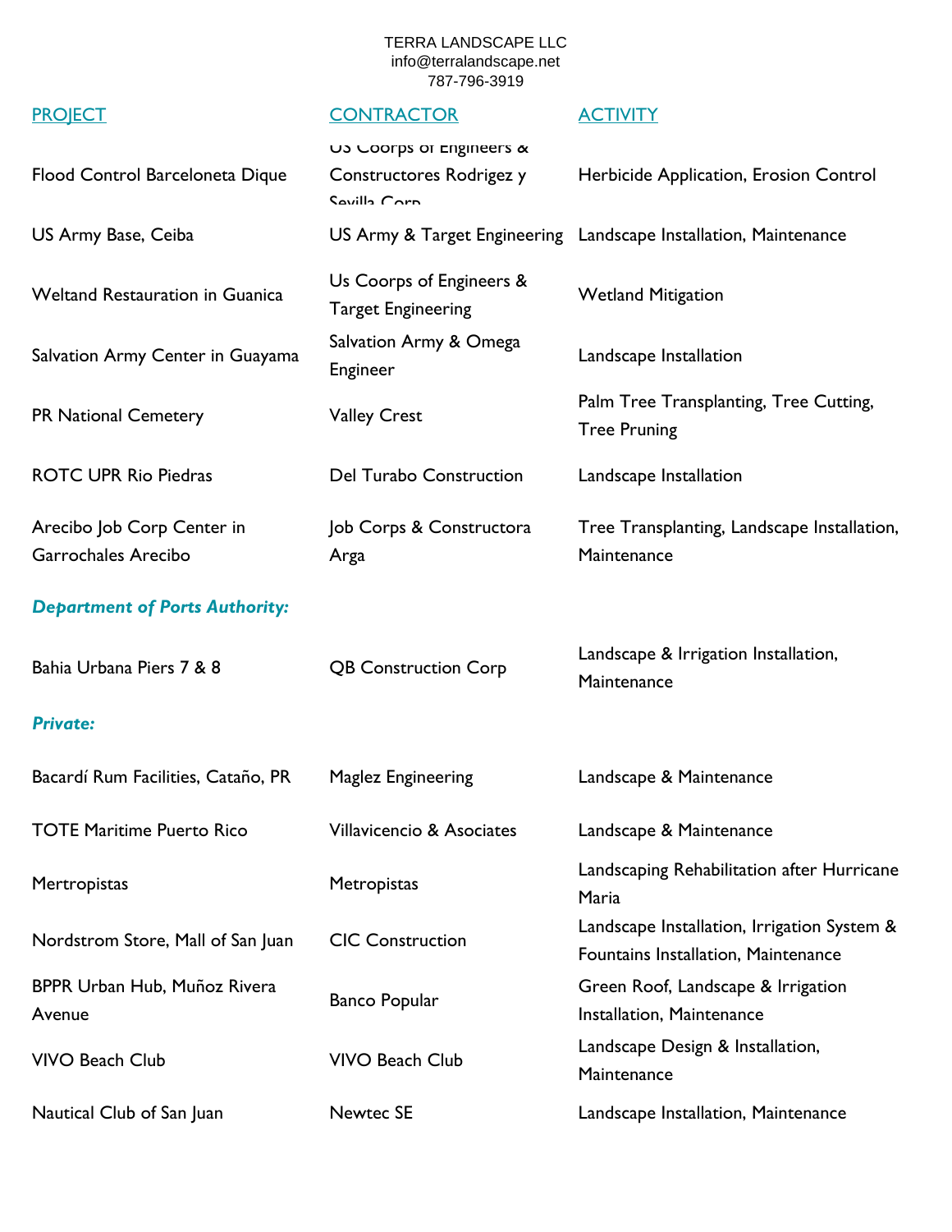TERRA LANDSCAPE LLC
info@terralandscape.net
787-796-3919

| PROJECT | CONTRACTOR | ACTIVITY |
|---|---|---|
| Flood Control Barceloneta Dique | US Coorps of Engineers & Constructores Rodrigez y Sevilla Corp | Herbicide Application, Erosion Control |
| US Army Base, Ceiba | US Army & Target Engineering | Landscape Installation, Maintenance |
| Weltand Restauration in Guanica | Us Coorps of Engineers & Target Engineering | Wetland Mitigation |
| Salvation Army Center in Guayama | Salvation Army & Omega Engineer | Landscape Installation |
| PR National Cemetery | Valley Crest | Palm Tree Transplanting, Tree Cutting, Tree Pruning |
| ROTC UPR Rio Piedras | Del Turabo Construction | Landscape Installation |
| Arecibo Job Corp Center in Garrochales Arecibo | Job Corps & Constructora Arga | Tree Transplanting, Landscape Installation, Maintenance |
| ***Department of Ports Authority:*** | | |
| Bahia Urbana Piers 7 & 8 | QB Construction Corp | Landscape & Irrigation Installation, Maintenance |
| ***Private:*** | | |
| Bacardí Rum Facilities, Cataño, PR | Maglez Engineering | Landscape & Maintenance |
| TOTE Maritime Puerto Rico | Villavicencio & Asociates | Landscape & Maintenance |
| Mertropistas | Metropistas | Landscaping Rehabilitation after Hurricane Maria |
| Nordstrom Store, Mall of San Juan | CIC Construction | Landscape Installation, Irrigation System & Fountains Installation, Maintenance |
| BPPR Urban Hub, Muñoz Rivera Avenue | Banco Popular | Green Roof, Landscape & Irrigation Installation, Maintenance |
| VIVO Beach Club | VIVO Beach Club | Landscape Design & Installation, Maintenance |
| Nautical Club of San Juan | Newtec SE | Landscape Installation, Maintenance |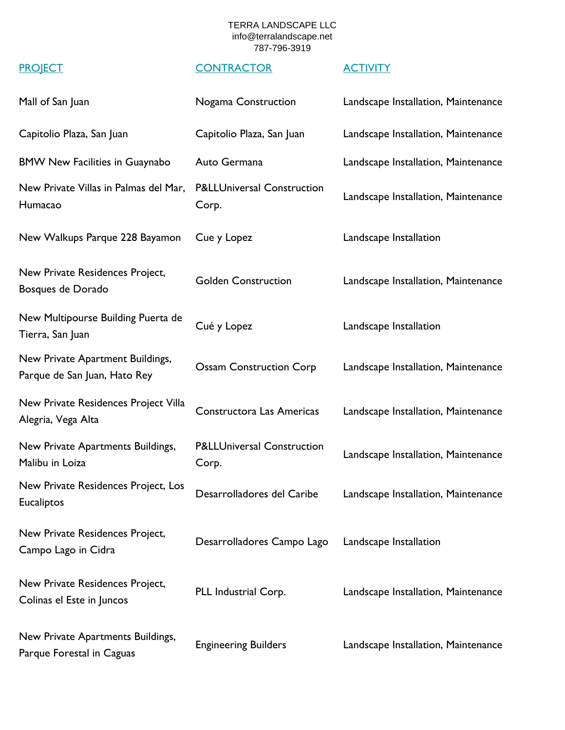TERRA LANDSCAPE LLC
info@terralandscape.net
787-796-3919

| PROJECT | CONTRACTOR | ACTIVITY |
|---|---|---|
| Mall of San Juan | Nogama Construction | Landscape Installation, Maintenance |
| Capitolio Plaza, San Juan | Capitolio Plaza, San Juan | Landscape Installation, Maintenance |
| BMW New Facilities in Guaynabo | Auto Germana | Landscape Installation, Maintenance |
| New Private Villas in Palmas del Mar, Humacao | P&LLUniversal Construction Corp. | Landscape Installation, Maintenance |
| New Walkups Parque 228 Bayamon | Cue y Lopez | Landscape Installation |
| New Private Residences Project, Bosques de Dorado | Golden Construction | Landscape Installation, Maintenance |
| New Multipourse Building Puerta de Tierra, San Juan | Cué y Lopez | Landscape Installation |
| New Private Apartment Buildings, Parque de San Juan, Hato Rey | Ossam Construction Corp | Landscape Installation, Maintenance |
| New Private Residences Project Villa Alegria, Vega Alta | Constructora Las Americas | Landscape Installation, Maintenance |
| New Private Apartments Buildings, Malibu in Loiza | P&LLUniversal Construction Corp. | Landscape Installation, Maintenance |
| New Private Residences Project, Los Eucaliptos | Desarrolladores del Caribe | Landscape Installation, Maintenance |
| New Private Residences Project, Campo Lago in Cidra | Desarrolladores Campo Lago | Landscape Installation |
| New Private Residences Project, Colinas el Este in Juncos | PLL Industrial Corp. | Landscape Installation, Maintenance |
| New Private Apartments Buildings, Parque Forestal in Caguas | Engineering Builders | Landscape Installation, Maintenance |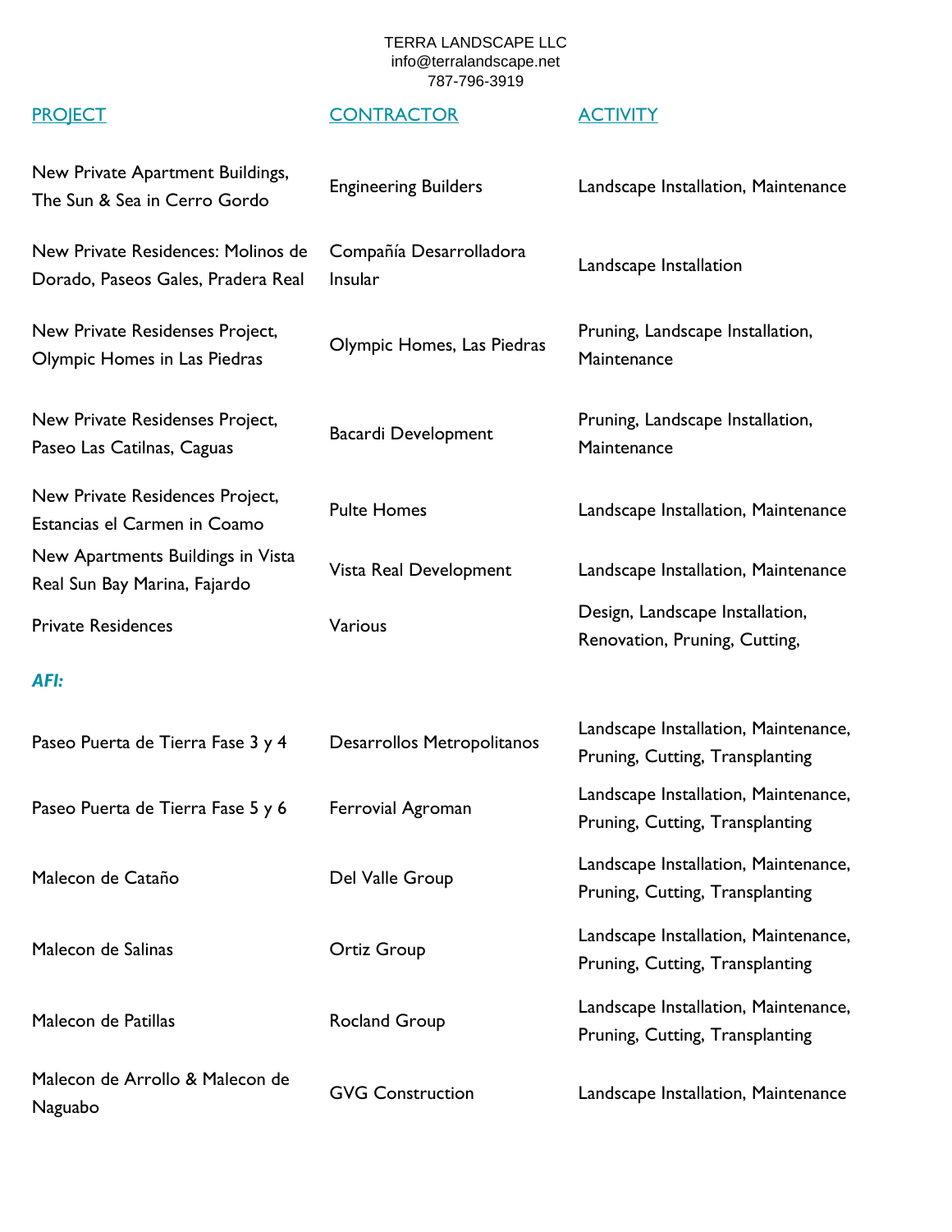TERRA LANDSCAPE LLC
info@terralandscape.net
787-796-3919

| PROJECT | CONTRACTOR | ACTIVITY |
|---|---|---|
| New Private Apartment Buildings, The Sun & Sea in Cerro Gordo | Engineering Builders | Landscape Installation, Maintenance |
| New Private Residences: Molinos de Dorado, Paseos Gales, Pradera Real | Compañía Desarrolladora Insular | Landscape Installation |
| New Private Residenses Project, Olympic Homes in Las Piedras | Olympic Homes, Las Piedras | Pruning, Landscape Installation, Maintenance |
| New Private Residenses Project, Paseo Las Catilnas, Caguas | Bacardi Development | Pruning, Landscape Installation, Maintenance |
| New Private Residences Project, Estancias el Carmen in Coamo | Pulte Homes | Landscape Installation, Maintenance |
| New Apartments Buildings in Vista Real Sun Bay Marina, Fajardo | Vista Real Development | Landscape Installation, Maintenance |
| Private Residences | Various | Design, Landscape Installation, Renovation, Pruning, Cutting, |
| ***AFI:*** | | |
| Paseo Puerta de Tierra Fase 3 y 4 | Desarrollos Metropolitanos | Landscape Installation, Maintenance, Pruning, Cutting, Transplanting |
| Paseo Puerta de Tierra Fase 5 y 6 | Ferrovial Agroman | Landscape Installation, Maintenance, Pruning, Cutting, Transplanting |
| Malecon de Cataño | Del Valle Group | Landscape Installation, Maintenance, Pruning, Cutting, Transplanting |
| Malecon de Salinas | Ortiz Group | Landscape Installation, Maintenance, Pruning, Cutting, Transplanting |
| Malecon de Patillas | Rocland Group | Landscape Installation, Maintenance, Pruning, Cutting, Transplanting |
| Malecon de Arrollo & Malecon de Naguabo | GVG Construction | Landscape Installation, Maintenance |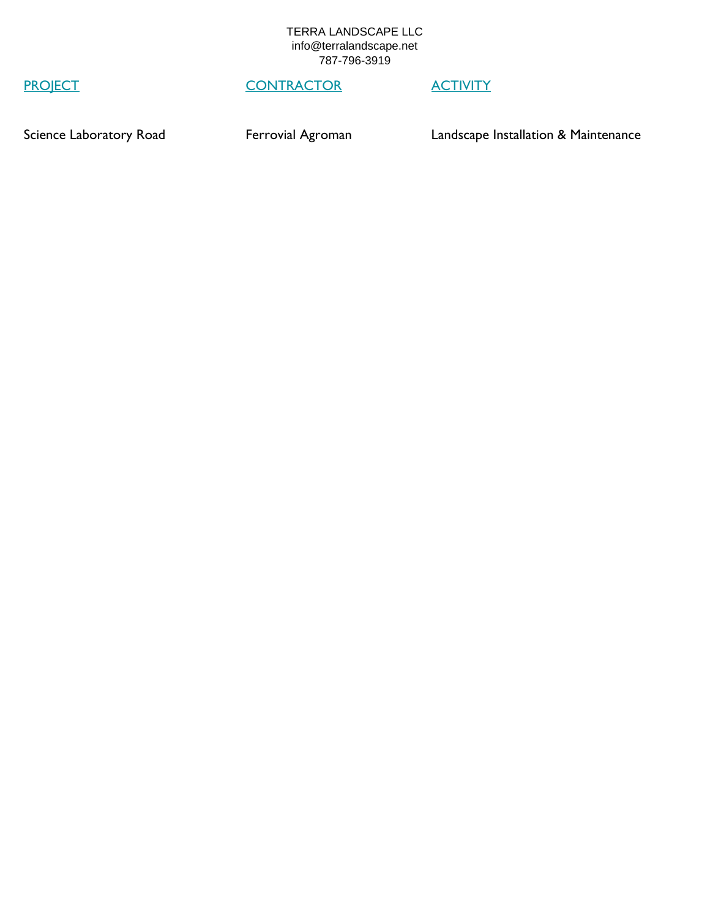TERRA LANDSCAPE LLC
info@terralandscape.net
787-796-3919

| PROJECT | CONTRACTOR | ACTIVITY |
| --- | --- | --- |
| Science Laboratory Road | Ferrovial Agroman | Landscape Installation & Maintenance |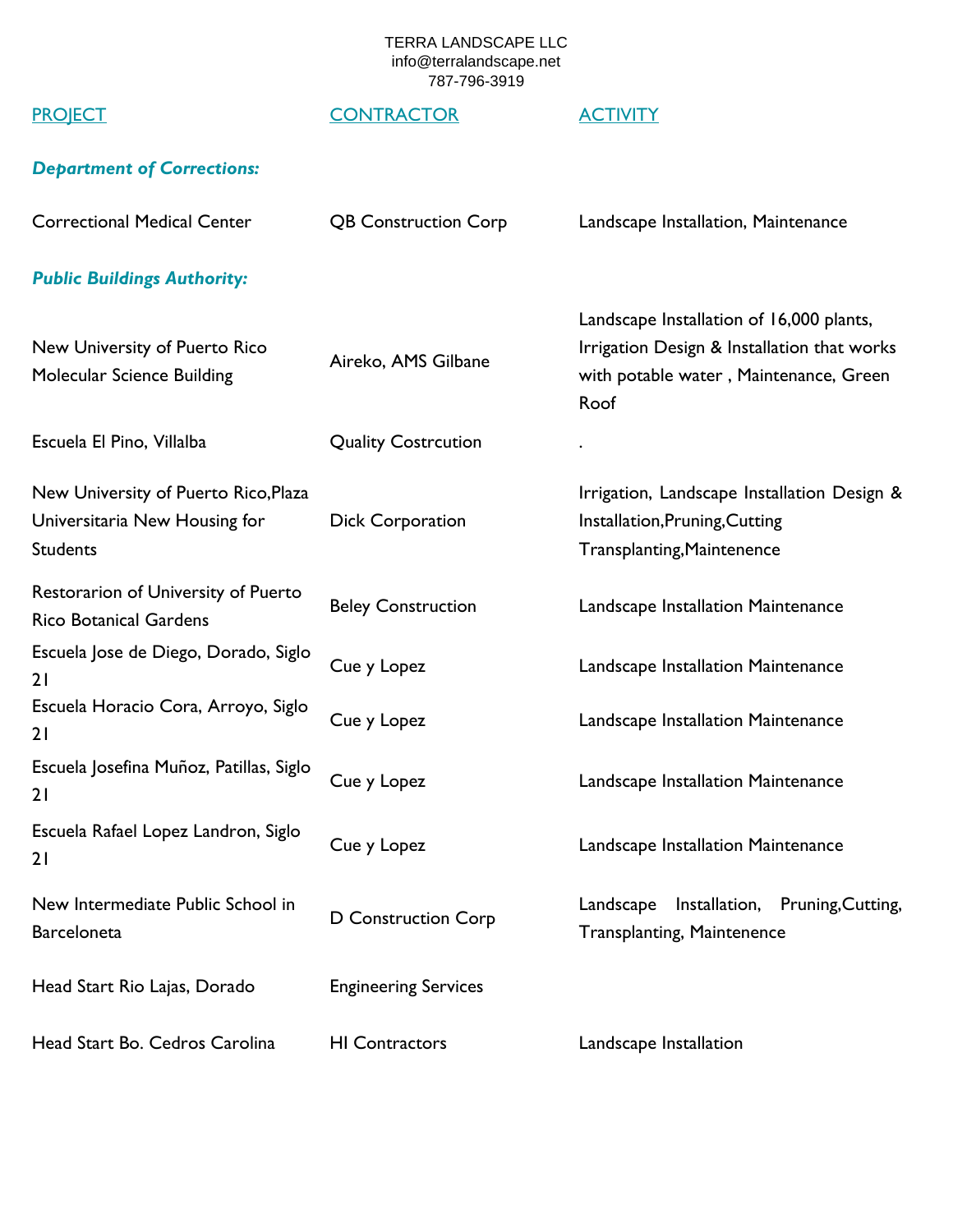TERRA LANDSCAPE LLC
info@terralandscape.net
787-796-3919

| PROJECT | CONTRACTOR | ACTIVITY |
| --- | --- | --- |
| ***Department of Corrections:*** | | |
| Correctional Medical Center | QB Construction Corp | Landscape Installation, Maintenance |
| ***Public Buildings Authority:*** | | |
| New University of Puerto Rico Molecular Science Building | Aireko, AMS Gilbane | Landscape Installation of 16,000 plants, Irrigation Design & Installation that works with potable water , Maintenance, Green Roof |
| Escuela El Pino, Villalba | Quality Costrcution | . |
| New University of Puerto Rico,Plaza Universitaria New Housing for Students | Dick Corporation | Irrigation, Landscape Installation Design & Installation,Pruning,Cutting Transplanting,Maintenence |
| Restorarion of University of Puerto Rico Botanical Gardens | Beley Construction | Landscape Installation Maintenance |
| Escuela Jose de Diego, Dorado, Siglo 21 | Cue y Lopez | Landscape Installation Maintenance |
| Escuela Horacio Cora, Arroyo, Siglo 21 | Cue y Lopez | Landscape Installation Maintenance |
| Escuela Josefina Muñoz, Patillas, Siglo 21 | Cue y Lopez | Landscape Installation Maintenance |
| Escuela Rafael Lopez Landron, Siglo 21 | Cue y Lopez | Landscape Installation Maintenance |
| New Intermediate Public School in Barceloneta | D Construction Corp | Landscape Installation, Pruning,Cutting, Transplanting, Maintenence |
| Head Start Rio Lajas, Dorado | Engineering Services | |
| Head Start Bo. Cedros Carolina | HI Contractors | Landscape Installation |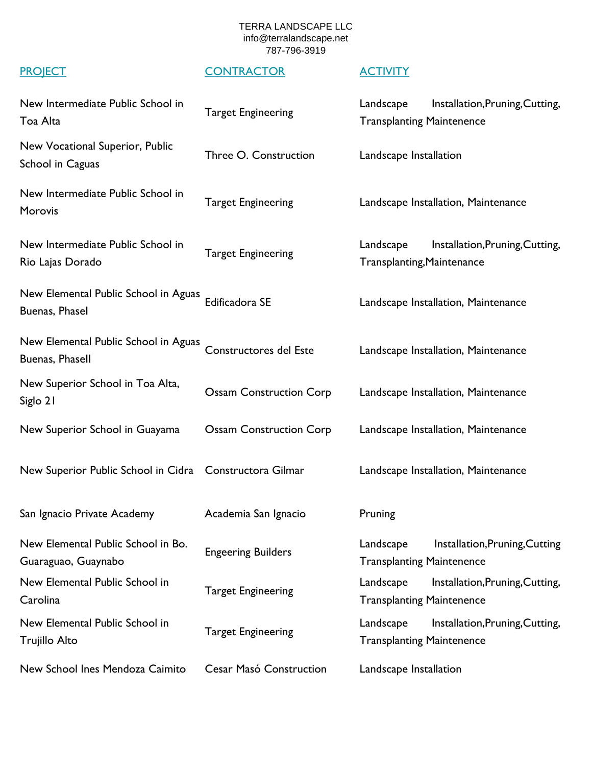TERRA LANDSCAPE LLC
info@terralandscape.net
787-796-3919

| PROJECT | CONTRACTOR | ACTIVITY |
|---|---|---|
| New Intermediate Public School in Toa Alta | Target Engineering | Landscape Installation,Pruning,Cutting, Transplanting Maintenence |
| New Vocational Superior, Public School in Caguas | Three O. Construction | Landscape Installation |
| New Intermediate Public School in Morovis | Target Engineering | Landscape Installation, Maintenance |
| New Intermediate Public School in Rio Lajas Dorado | Target Engineering | Landscape Installation,Pruning,Cutting, Transplanting,Maintenance |
| New Elemental Public School in Aguas Buenas, PhaseI | Edificadora SE | Landscape Installation, Maintenance |
| New Elemental Public School in Aguas Buenas, PhaseII | Constructores del Este | Landscape Installation, Maintenance |
| New Superior School in Toa Alta, Siglo 21 | Ossam Construction Corp | Landscape Installation, Maintenance |
| New Superior School in Guayama | Ossam Construction Corp | Landscape Installation, Maintenance |
| New Superior Public School in Cidra | Constructora Gilmar | Landscape Installation, Maintenance |
| San Ignacio Private Academy | Academia San Ignacio | Pruning |
| New Elemental Public School in Bo. Guaraguao, Guaynabo | Engeering Builders | Landscape Installation,Pruning,Cutting Transplanting Maintenence |
| New Elemental Public School in Carolina | Target Engineering | Landscape Installation,Pruning,Cutting, Transplanting Maintenence |
| New Elemental Public School in Trujillo Alto | Target Engineering | Landscape Installation,Pruning,Cutting, Transplanting Maintenence |
| New School Ines Mendoza Caimito | Cesar Masó Construction | Landscape Installation |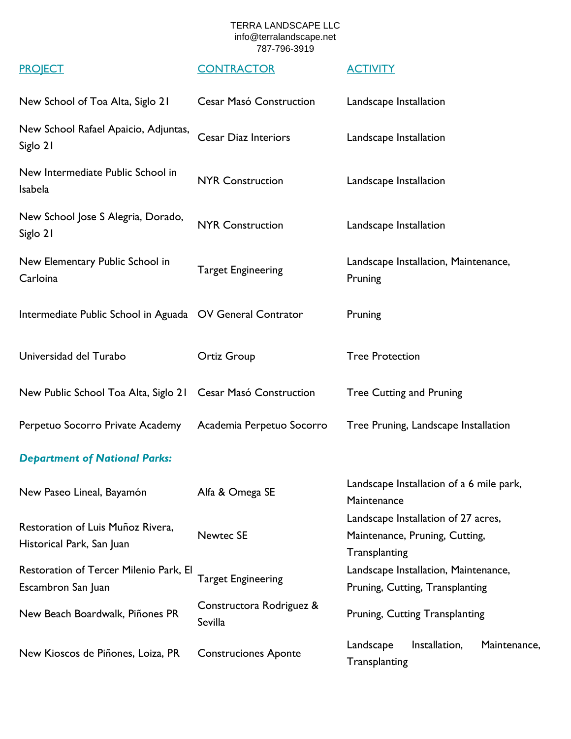TERRA LANDSCAPE LLC
info@terralandscape.net
787-796-3919

| PROJECT | CONTRACTOR | ACTIVITY |
|---|---|---|
| New School of Toa Alta, Siglo 21 | Cesar Masó Construction | Landscape Installation |
| New School Rafael Apaicio, Adjuntas, Siglo 21 | Cesar Diaz Interiors | Landscape Installation |
| New Intermediate Public School in Isabela | NYR Construction | Landscape Installation |
| New School Jose S Alegria, Dorado, Siglo 21 | NYR Construction | Landscape Installation |
| New Elementary Public School in Carloina | Target Engineering | Landscape Installation, Maintenance, Pruning |
| Intermediate Public School in Aguada | OV General Contrator | Pruning |
| Universidad del Turabo | Ortiz Group | Tree Protection |
| New Public School Toa Alta, Siglo 21 | Cesar Masó Construction | Tree Cutting and Pruning |
| Perpetuo Socorro Private Academy | Academia Perpetuo Socorro | Tree Pruning, Landscape Installation |
| ***Department of National Parks:*** | | |
| New Paseo Lineal, Bayamón | Alfa & Omega SE | Landscape Installation of a 6 mile park, Maintenance |
| Restoration of Luis Muñoz Rivera, Historical Park, San Juan | Newtec SE | Landscape Installation of 27 acres, Maintenance, Pruning, Cutting, Transplanting |
| Restoration of Tercer Milenio Park, El Escambron San Juan | Target Engineering | Landscape Installation, Maintenance, Pruning, Cutting, Transplanting |
| New Beach Boardwalk, Piñones PR | Constructora Rodriguez & Sevilla | Pruning, Cutting Transplanting |
| New Kioscos de Piñones, Loiza, PR | Construciones Aponte | Landscape Installation, Maintenance, Transplanting |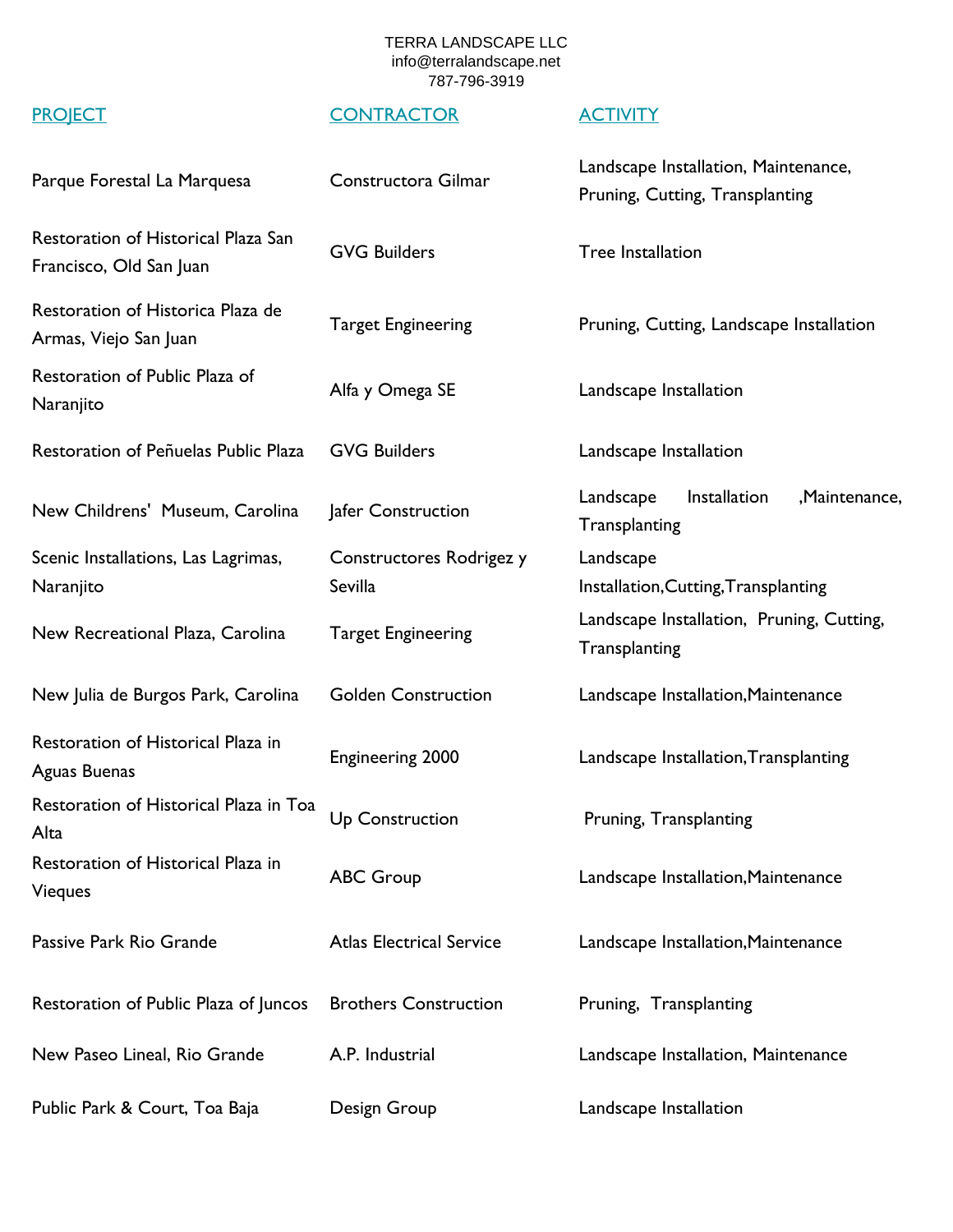TERRA LANDSCAPE LLC
info@terralandscape.net
787-796-3919

| PROJECT | CONTRACTOR | ACTIVITY |
|---|---|---|
| Parque Forestal La Marquesa | Constructora Gilmar | Landscape Installation, Maintenance, Pruning, Cutting, Transplanting |
| Restoration of Historical Plaza San Francisco, Old San Juan | GVG Builders | Tree Installation |
| Restoration of Historica Plaza de Armas, Viejo San Juan | Target Engineering | Pruning, Cutting, Landscape Installation |
| Restoration of Public Plaza of Naranjito | Alfa y Omega SE | Landscape Installation |
| Restoration of Peñuelas Public Plaza | GVG Builders | Landscape Installation |
| New Childrens' Museum, Carolina | Jafer Construction | Landscape Installation ,Maintenance, Transplanting |
| Scenic Installations, Las Lagrimas, Naranjito | Constructores Rodrigez y Sevilla | Landscape Installation,Cutting,Transplanting |
| New Recreational Plaza, Carolina | Target Engineering | Landscape Installation, Pruning, Cutting, Transplanting |
| New Julia de Burgos Park, Carolina | Golden Construction | Landscape Installation,Maintenance |
| Restoration of Historical Plaza in Aguas Buenas | Engineering 2000 | Landscape Installation,Transplanting |
| Restoration of Historical Plaza in Toa Alta | Up Construction | Pruning, Transplanting |
| Restoration of Historical Plaza in Vieques | ABC Group | Landscape Installation,Maintenance |
| Passive Park Rio Grande | Atlas Electrical Service | Landscape Installation,Maintenance |
| Restoration of Public Plaza of Juncos | Brothers Construction | Pruning, Transplanting |
| New Paseo Lineal, Rio Grande | A.P. Industrial | Landscape Installation, Maintenance |
| Public Park & Court, Toa Baja | Design Group | Landscape Installation |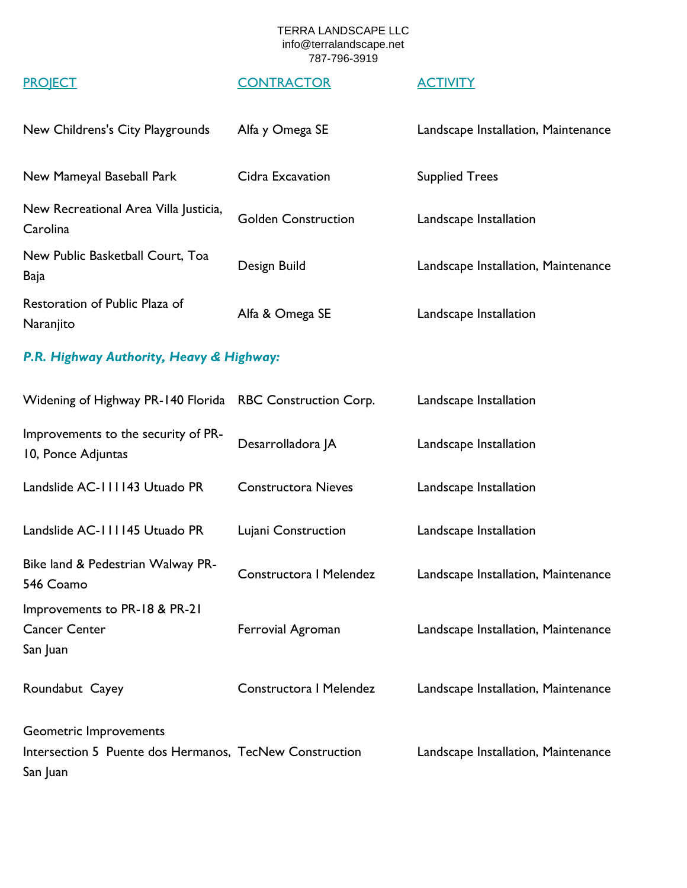TERRA LANDSCAPE LLC
info@terralandscape.net
787-796-3919

| PROJECT | CONTRACTOR | ACTIVITY |
|---|---|---|
| New Childrens's City Playgrounds | Alfa y Omega SE | Landscape Installation, Maintenance |
| New Mameyal Baseball Park | Cidra Excavation | Supplied Trees |
| New Recreational Area Villa Justicia, Carolina | Golden Construction | Landscape Installation |
| New Public Basketball Court, Toa Baja | Design Build | Landscape Installation, Maintenance |
| Restoration of Public Plaza of Naranjito | Alfa & Omega SE | Landscape Installation |

***P.R. Highway Authority, Heavy & Highway:***

| PROJECT | CONTRACTOR | ACTIVITY |
|---|---|---|
| Widening of Highway PR-140 Florida | RBC Construction Corp. | Landscape Installation |
| Improvements to the security of PR-10, Ponce Adjuntas | Desarrolladora JA | Landscape Installation |
| Landslide AC-111143 Utuado PR | Constructora Nieves | Landscape Installation |
| Landslide AC-111145 Utuado PR | Lujani Construction | Landscape Installation |
| Bike land & Pedestrian Walway PR-546 Coamo | Constructora I Melendez | Landscape Installation, Maintenance |
| Improvements to PR-18 & PR-21 Cancer Center San Juan | Ferrovial Agroman | Landscape Installation, Maintenance |
| Roundabut Cayey | Constructora I Melendez | Landscape Installation, Maintenance |
| Geometric Improvements Intersection 5 Puente dos Hermanos, San Juan | TecNew Construction | Landscape Installation, Maintenance |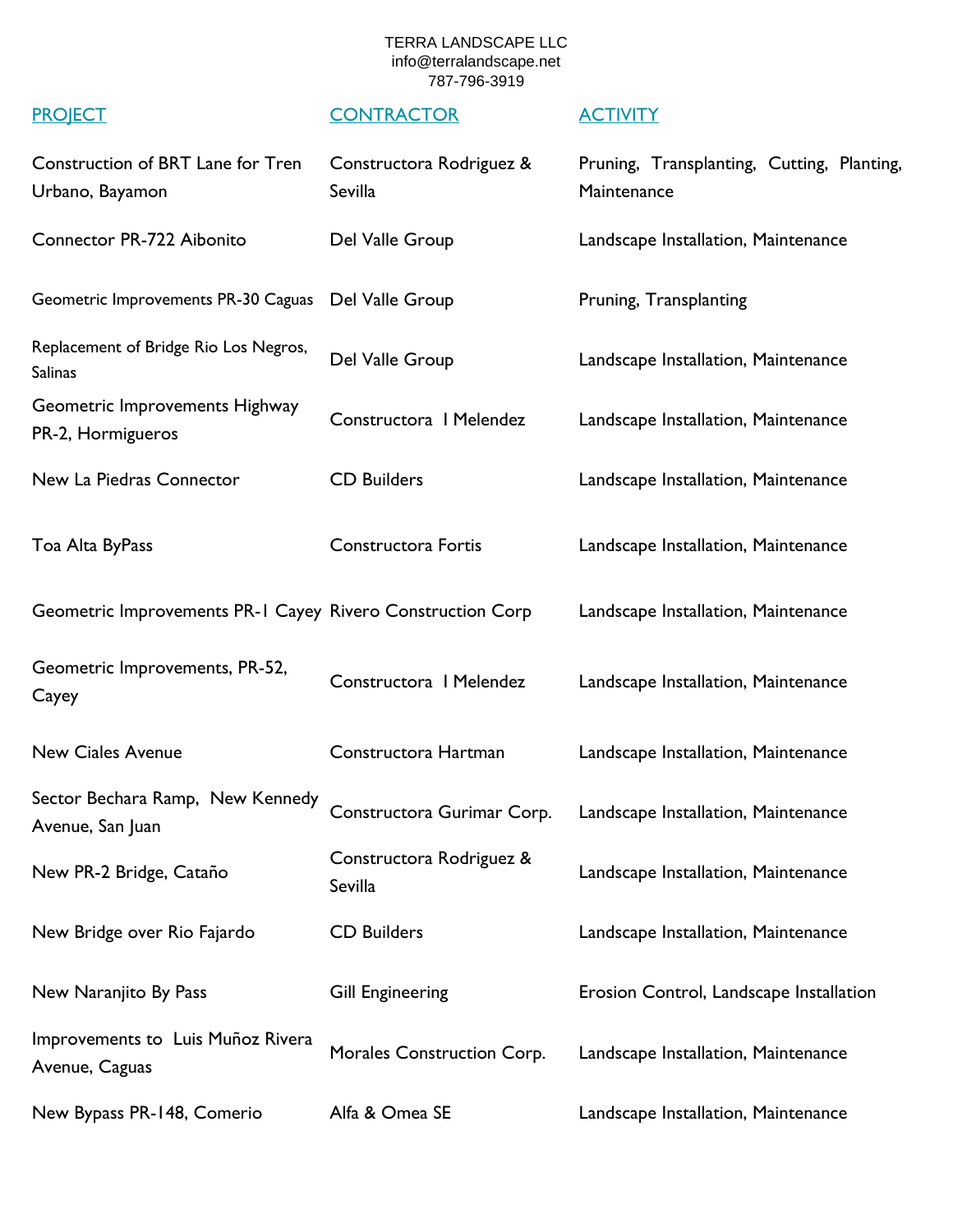TERRA LANDSCAPE LLC
info@terralandscape.net
787-796-3919

| PROJECT | CONTRACTOR | ACTIVITY |
|---|---|---|
| Construction of BRT Lane for Tren Urbano, Bayamon | Constructora Rodriguez & Sevilla | Pruning, Transplanting, Cutting, Planting, Maintenance |
| Connector PR-722 Aibonito | Del Valle Group | Landscape Installation, Maintenance |
| Geometric Improvements PR-30 Caguas | Del Valle Group | Pruning, Transplanting |
| Replacement of Bridge Rio Los Negros, Salinas | Del Valle Group | Landscape Installation, Maintenance |
| Geometric Improvements Highway PR-2, Hormigueros | Constructora I Melendez | Landscape Installation, Maintenance |
| New La Piedras Connector | CD Builders | Landscape Installation, Maintenance |
| Toa Alta ByPass | Constructora Fortis | Landscape Installation, Maintenance |
| Geometric Improvements PR-1 Cayey | Rivero Construction Corp | Landscape Installation, Maintenance |
| Geometric Improvements, PR-52, Cayey | Constructora I Melendez | Landscape Installation, Maintenance |
| New Ciales Avenue | Constructora Hartman | Landscape Installation, Maintenance |
| Sector Bechara Ramp, New Kennedy Avenue, San Juan | Constructora Gurimar Corp. | Landscape Installation, Maintenance |
| New PR-2 Bridge, Cataño | Constructora Rodriguez & Sevilla | Landscape Installation, Maintenance |
| New Bridge over Rio Fajardo | CD Builders | Landscape Installation, Maintenance |
| New Naranjito By Pass | Gill Engineering | Erosion Control, Landscape Installation |
| Improvements to Luis Muñoz Rivera Avenue, Caguas | Morales Construction Corp. | Landscape Installation, Maintenance |
| New Bypass PR-148, Comerio | Alfa & Omea SE | Landscape Installation, Maintenance |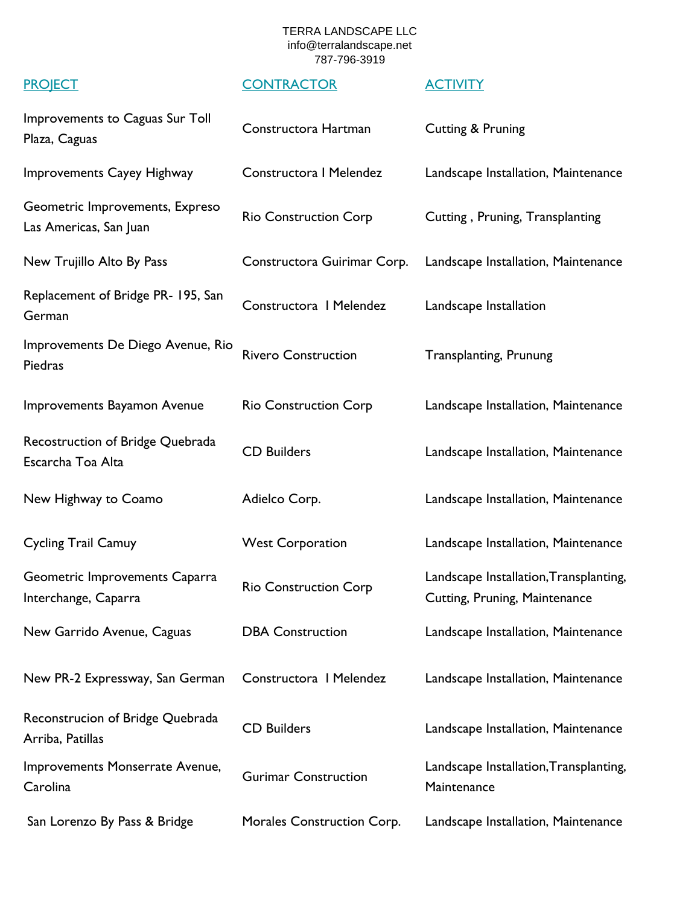TERRA LANDSCAPE LLC
info@terralandscape.net
787-796-3919

| PROJECT | CONTRACTOR | ACTIVITY |
| --- | --- | --- |
| Improvements to Caguas Sur Toll Plaza, Caguas | Constructora Hartman | Cutting & Pruning |
| Improvements Cayey Highway | Constructora I Melendez | Landscape Installation, Maintenance |
| Geometric Improvements, Expreso Las Americas, San Juan | Rio Construction Corp | Cutting , Pruning, Transplanting |
| New Trujillo Alto By Pass | Constructora Guirimar Corp. | Landscape Installation, Maintenance |
| Replacement of Bridge PR- 195, San German | Constructora I Melendez | Landscape Installation |
| Improvements De Diego Avenue, Rio Piedras | Rivero Construction | Transplanting, Prunung |
| Improvements Bayamon Avenue | Rio Construction Corp | Landscape Installation, Maintenance |
| Recostruction of Bridge Quebrada Escarcha Toa Alta | CD Builders | Landscape Installation, Maintenance |
| New Highway to Coamo | Adielco Corp. | Landscape Installation, Maintenance |
| Cycling Trail Camuy | West Corporation | Landscape Installation, Maintenance |
| Geometric Improvements Caparra Interchange, Caparra | Rio Construction Corp | Landscape Installation,Transplanting, Cutting, Pruning, Maintenance |
| New Garrido Avenue, Caguas | DBA Construction | Landscape Installation, Maintenance |
| New PR-2 Expressway, San German | Constructora I Melendez | Landscape Installation, Maintenance |
| Reconstrucion of Bridge Quebrada Arriba, Patillas | CD Builders | Landscape Installation, Maintenance |
| Improvements Monserrate Avenue, Carolina | Gurimar Construction | Landscape Installation,Transplanting, Maintenance |
| San Lorenzo By Pass & Bridge | Morales Construction Corp. | Landscape Installation, Maintenance |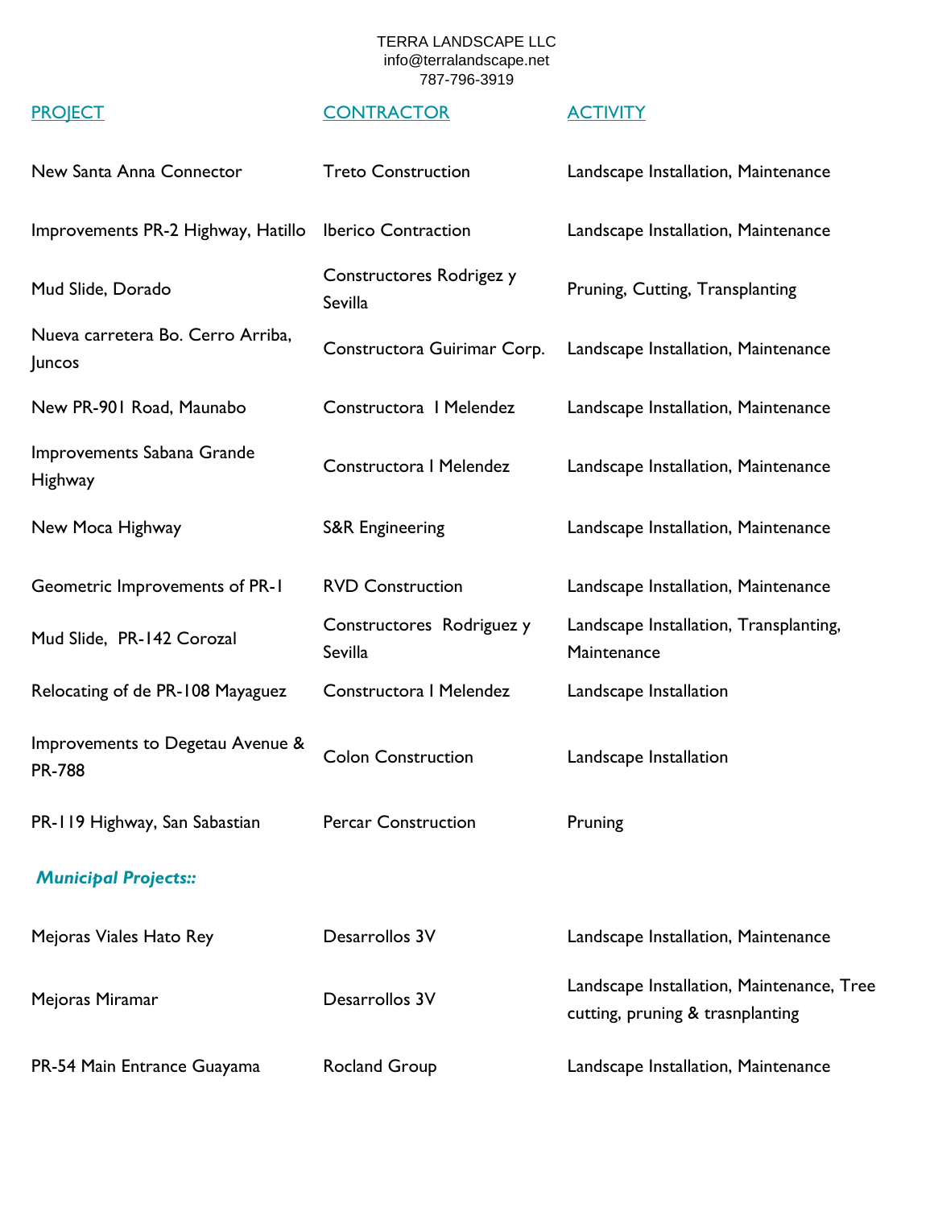TERRA LANDSCAPE LLC
info@terralandscape.net
787-796-3919

| PROJECT | CONTRACTOR | ACTIVITY |
|---|---|---|
| New Santa Anna Connector | Treto Construction | Landscape Installation, Maintenance |
| Improvements PR-2 Highway, Hatillo | Iberico Contraction | Landscape Installation, Maintenance |
| Mud Slide, Dorado | Constructores Rodrigez y Sevilla | Pruning, Cutting, Transplanting |
| Nueva carretera Bo. Cerro Arriba, Juncos | Constructora Guirimar Corp. | Landscape Installation, Maintenance |
| New PR-901 Road, Maunabo | Constructora I Melendez | Landscape Installation, Maintenance |
| Improvements Sabana Grande Highway | Constructora I Melendez | Landscape Installation, Maintenance |
| New Moca Highway | S&R Engineering | Landscape Installation, Maintenance |
| Geometric Improvements of PR-1 | RVD Construction | Landscape Installation, Maintenance |
| Mud Slide, PR-142 Corozal | Constructores Rodriguez y Sevilla | Landscape Installation, Transplanting, Maintenance |
| Relocating of de PR-108 Mayaguez | Constructora I Melendez | Landscape Installation |
| Improvements to Degetau Avenue & PR-788 | Colon Construction | Landscape Installation |
| PR-119 Highway, San Sabastian | Percar Construction | Pruning |

***Municipal Projects::***

| PROJECT | CONTRACTOR | ACTIVITY |
|---|---|---|
| Mejoras Viales Hato Rey | Desarrollos 3V | Landscape Installation, Maintenance |
| Mejoras Miramar | Desarrollos 3V | Landscape Installation, Maintenance, Tree cutting, pruning & trasnplanting |
| PR-54 Main Entrance Guayama | Rocland Group | Landscape Installation, Maintenance |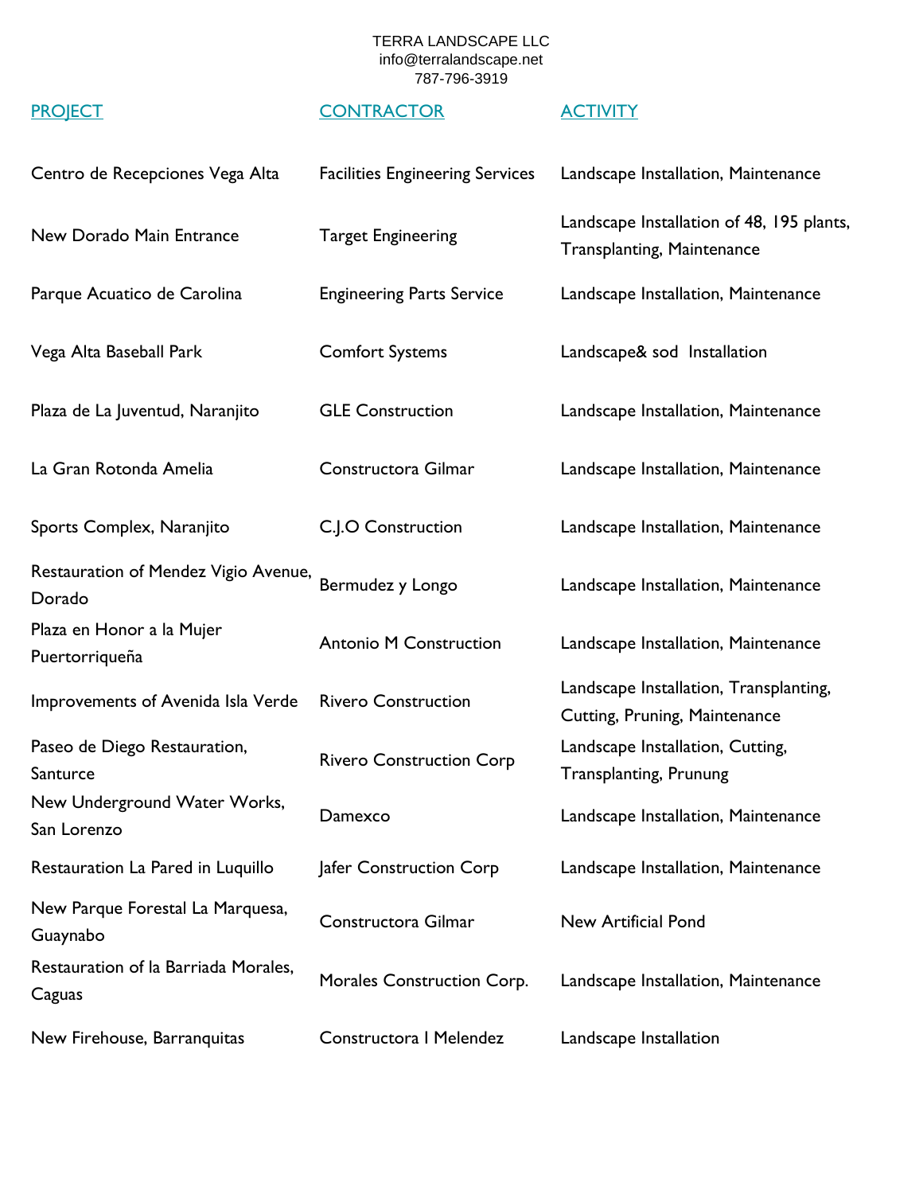TERRA LANDSCAPE LLC
info@terralandscape.net
787-796-3919

| PROJECT | CONTRACTOR | ACTIVITY |
|---|---|---|
| Centro de Recepciones Vega Alta | Facilities Engineering Services | Landscape Installation, Maintenance |
| New Dorado Main Entrance | Target Engineering | Landscape Installation of 48, 195 plants, Transplanting, Maintenance |
| Parque Acuatico de Carolina | Engineering Parts Service | Landscape Installation, Maintenance |
| Vega Alta Baseball Park | Comfort Systems | Landscape& sod Installation |
| Plaza de La Juventud, Naranjito | GLE Construction | Landscape Installation, Maintenance |
| La Gran Rotonda Amelia | Constructora Gilmar | Landscape Installation, Maintenance |
| Sports Complex, Naranjito | C.J.O Construction | Landscape Installation, Maintenance |
| Restauration of Mendez Vigio Avenue, Dorado | Bermudez y Longo | Landscape Installation, Maintenance |
| Plaza en Honor a la Mujer Puertorriqueña | Antonio M Construction | Landscape Installation, Maintenance |
| Improvements of Avenida Isla Verde | Rivero Construction | Landscape Installation, Transplanting, Cutting, Pruning, Maintenance |
| Paseo de Diego Restauration, Santurce | Rivero Construction Corp | Landscape Installation, Cutting, Transplanting, Prunung |
| New Underground Water Works, San Lorenzo | Damexco | Landscape Installation, Maintenance |
| Restauration La Pared in Luquillo | Jafer Construction Corp | Landscape Installation, Maintenance |
| New Parque Forestal La Marquesa, Guaynabo | Constructora Gilmar | New Artificial Pond |
| Restauration of la Barriada Morales, Caguas | Morales Construction Corp. | Landscape Installation, Maintenance |
| New Firehouse, Barranquitas | Constructora I Melendez | Landscape Installation |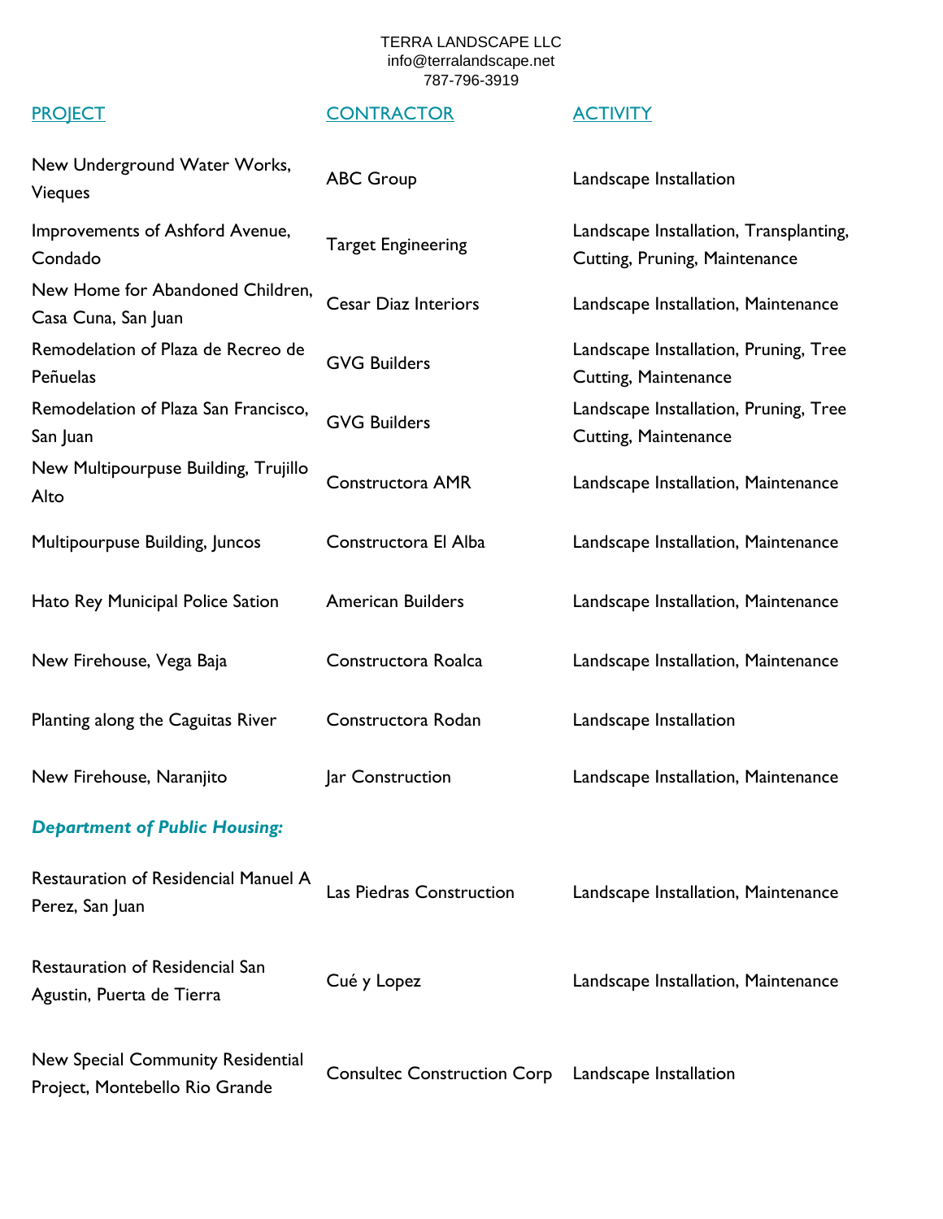TERRA LANDSCAPE LLC
info@terralandscape.net
787-796-3919

| PROJECT | CONTRACTOR | ACTIVITY |
|---|---|---|
| New Underground Water Works, Vieques | ABC Group | Landscape Installation |
| Improvements of Ashford Avenue, Condado | Target Engineering | Landscape Installation, Transplanting, Cutting, Pruning, Maintenance |
| New Home for Abandoned Children, Casa Cuna, San Juan | Cesar Diaz Interiors | Landscape Installation, Maintenance |
| Remodelation of Plaza de Recreo de Peñuelas | GVG Builders | Landscape Installation, Pruning, Tree Cutting, Maintenance |
| Remodelation of Plaza San Francisco, San Juan | GVG Builders | Landscape Installation, Pruning, Tree Cutting, Maintenance |
| New Multipourpuse Building, Trujillo Alto | Constructora AMR | Landscape Installation, Maintenance |
| Multipourpuse Building, Juncos | Constructora El Alba | Landscape Installation, Maintenance |
| Hato Rey Municipal Police Sation | American Builders | Landscape Installation, Maintenance |
| New Firehouse, Vega Baja | Constructora Roalca | Landscape Installation, Maintenance |
| Planting along the Caguitas River | Constructora Rodan | Landscape Installation |
| New Firehouse, Naranjito | Jar Construction | Landscape Installation, Maintenance |
| ***Department of Public Housing:*** | | |
| Restauration of Residencial Manuel A Perez, San Juan | Las Piedras Construction | Landscape Installation, Maintenance |
| Restauration of Residencial San Agustin, Puerta de Tierra | Cué y Lopez | Landscape Installation, Maintenance |
| New Special Community Residential Project, Montebello Rio Grande | Consultec Construction Corp | Landscape Installation |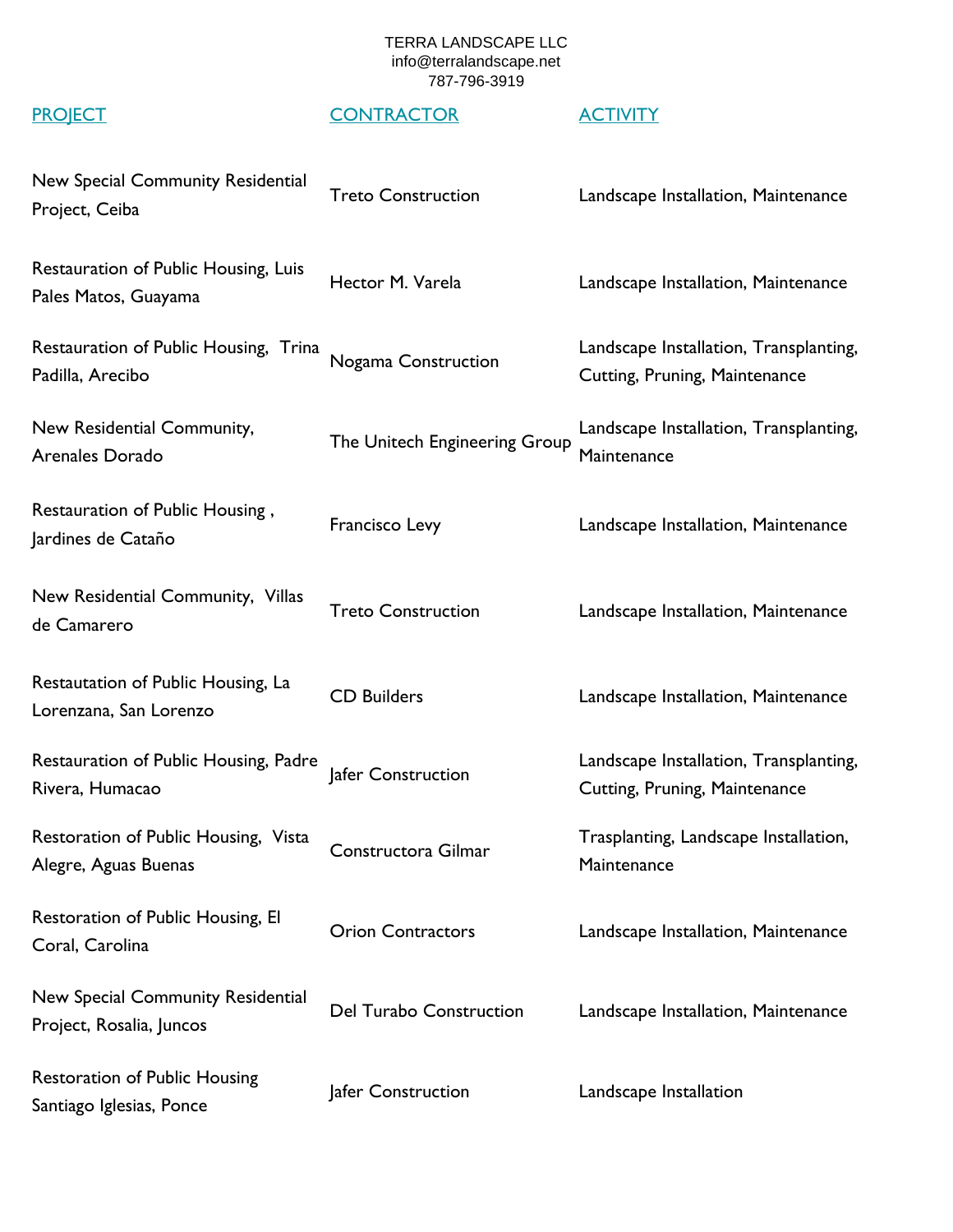TERRA LANDSCAPE LLC
info@terralandscape.net
787-796-3919

| PROJECT | CONTRACTOR | ACTIVITY |
| --- | --- | --- |
| New Special Community Residential Project, Ceiba | Treto Construction | Landscape Installation, Maintenance |
| Restauration of Public Housing, Luis Pales Matos, Guayama | Hector M. Varela | Landscape Installation, Maintenance |
| Restauration of Public Housing, Trina Padilla, Arecibo | Nogama Construction | Landscape Installation, Transplanting, Cutting, Pruning, Maintenance |
| New Residential Community, Arenales Dorado | The Unitech Engineering Group | Landscape Installation, Transplanting, Maintenance |
| Restauration of Public Housing , Jardines de Cataño | Francisco Levy | Landscape Installation, Maintenance |
| New Residential Community, Villas de Camarero | Treto Construction | Landscape Installation, Maintenance |
| Restautation of Public Housing, La Lorenzana, San Lorenzo | CD Builders | Landscape Installation, Maintenance |
| Restauration of Public Housing, Padre Rivera, Humacao | Jafer Construction | Landscape Installation, Transplanting, Cutting, Pruning, Maintenance |
| Restoration of Public Housing, Vista Alegre, Aguas Buenas | Constructora Gilmar | Trasplanting, Landscape Installation, Maintenance |
| Restoration of Public Housing, El Coral, Carolina | Orion Contractors | Landscape Installation, Maintenance |
| New Special Community Residential Project, Rosalia, Juncos | Del Turabo Construction | Landscape Installation, Maintenance |
| Restoration of Public Housing Santiago Iglesias, Ponce | Jafer Construction | Landscape Installation |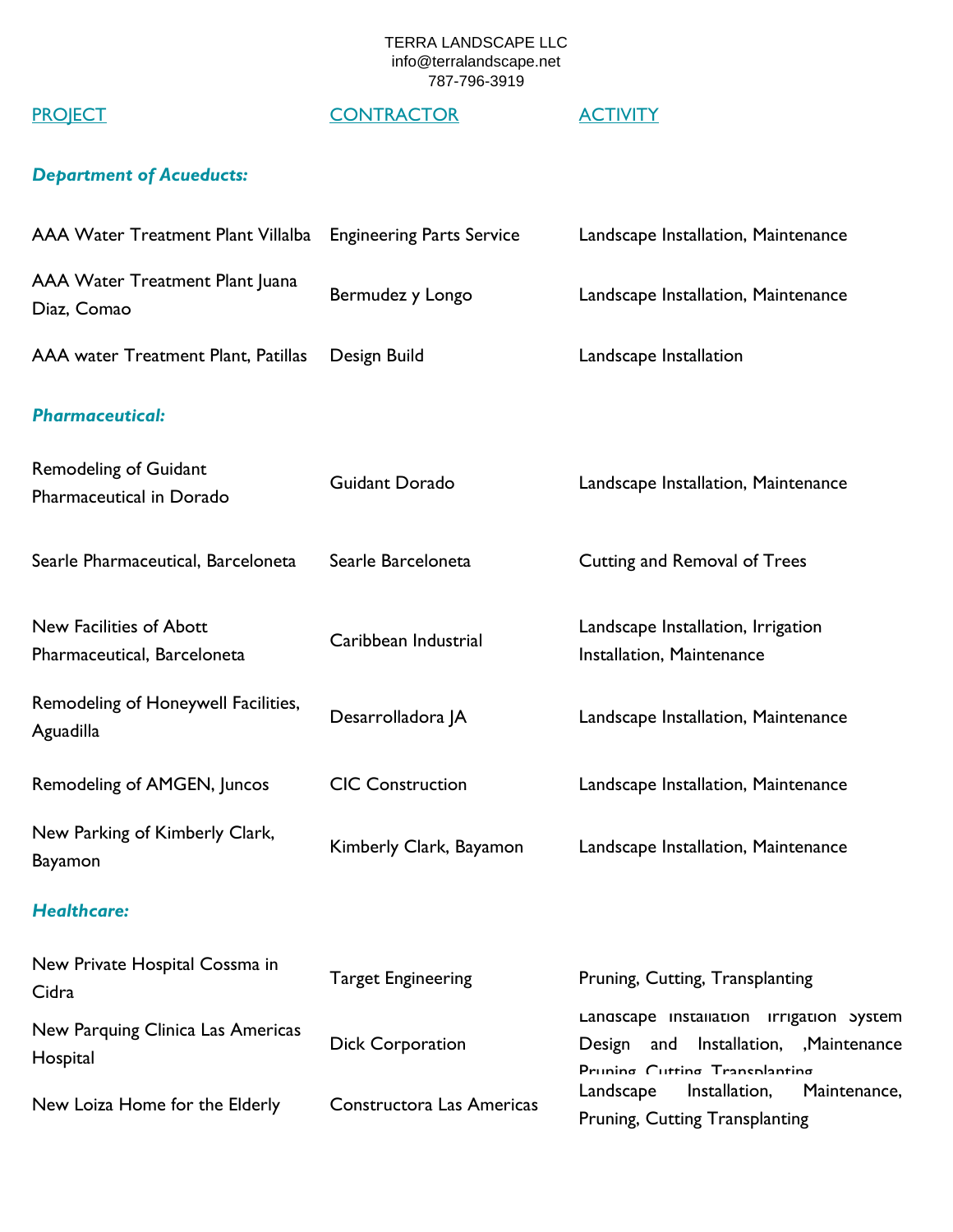TERRA LANDSCAPE LLC
info@terralandscape.net
787-796-3919

| PROJECT | CONTRACTOR | ACTIVITY |
|---|---|---|
| ***Department of Acueducts:*** | | |
| AAA Water Treatment Plant Villalba | Engineering Parts Service | Landscape Installation, Maintenance |
| AAA Water Treatment Plant Juana Diaz, Comao | Bermudez y Longo | Landscape Installation, Maintenance |
| AAA water Treatment Plant, Patillas | Design Build | Landscape Installation |
| ***Pharmaceutical:*** | | |
| Remodeling of Guidant Pharmaceutical in Dorado | Guidant Dorado | Landscape Installation, Maintenance |
| Searle Pharmaceutical, Barceloneta | Searle Barceloneta | Cutting and Removal of Trees |
| New Facilities of Abott Pharmaceutical, Barceloneta | Caribbean Industrial | Landscape Installation, Irrigation Installation, Maintenance |
| Remodeling of Honeywell Facilities, Aguadilla | Desarrolladora JA | Landscape Installation, Maintenance |
| Remodeling of AMGEN, Juncos | CIC Construction | Landscape Installation, Maintenance |
| New Parking of Kimberly Clark, Bayamon | Kimberly Clark, Bayamon | Landscape Installation, Maintenance |
| ***Healthcare:*** | | |
| New Private Hospital Cossma in Cidra | Target Engineering | Pruning, Cutting, Transplanting |
| New Parquing Clinica Las Americas Hospital | Dick Corporation | Landscape Installation Irrigation System Design and Installation, ,Maintenance Pruning Cutting Transplanting |
| New Loiza Home for the Elderly | Constructora Las Americas | Landscape Installation, Maintenance, Pruning, Cutting Transplanting |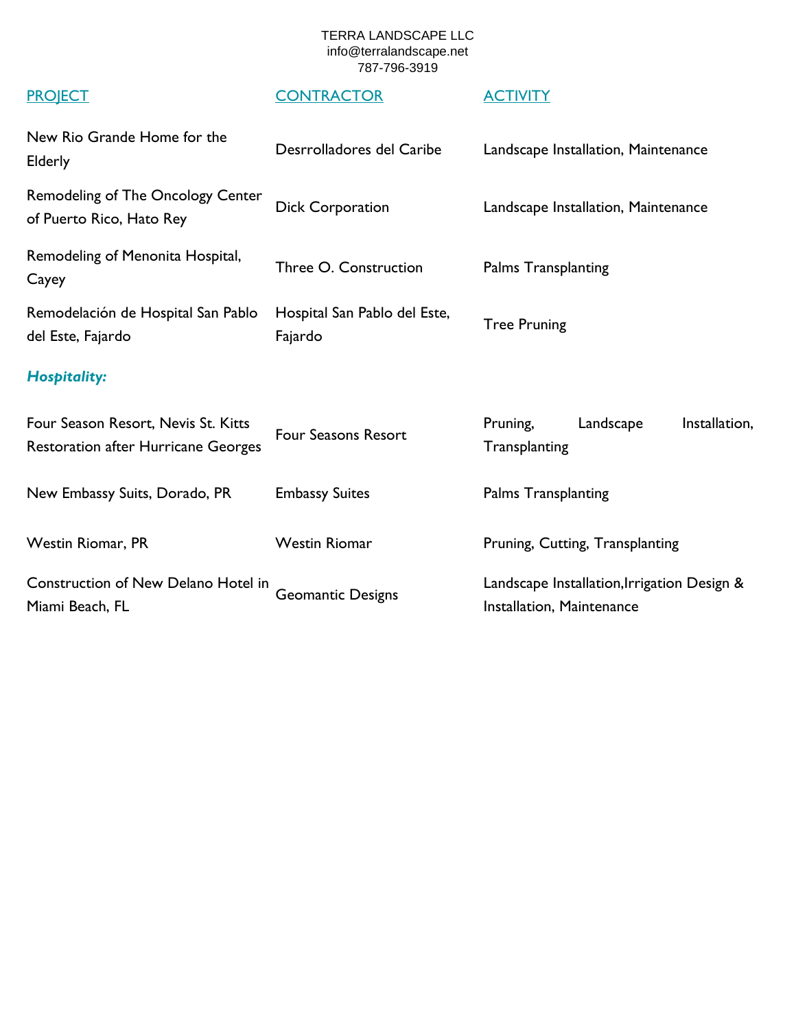TERRA LANDSCAPE LLC
info@terralandscape.net
787-796-3919

| PROJECT | CONTRACTOR | ACTIVITY |
|---|---|---|
| New Rio Grande Home for the Elderly | Desrrolladores del Caribe | Landscape Installation, Maintenance |
| Remodeling of The Oncology Center of Puerto Rico, Hato Rey | Dick Corporation | Landscape Installation, Maintenance |
| Remodeling of Menonita Hospital, Cayey | Three O. Construction | Palms Transplanting |
| Remodelación de Hospital San Pablo del Este, Fajardo | Hospital San Pablo del Este, Fajardo | Tree Pruning |
| ***Hospitality:*** | | |
| Four Season Resort, Nevis St. Kitts Restoration after Hurricane Georges | Four Seasons Resort | Pruning, Landscape Installation, Transplanting |
| New Embassy Suits, Dorado, PR | Embassy Suites | Palms Transplanting |
| Westin Riomar, PR | Westin Riomar | Pruning, Cutting, Transplanting |
| Construction of New Delano Hotel in Miami Beach, FL | Geomantic Designs | Landscape Installation,Irrigation Design & Installation, Maintenance |